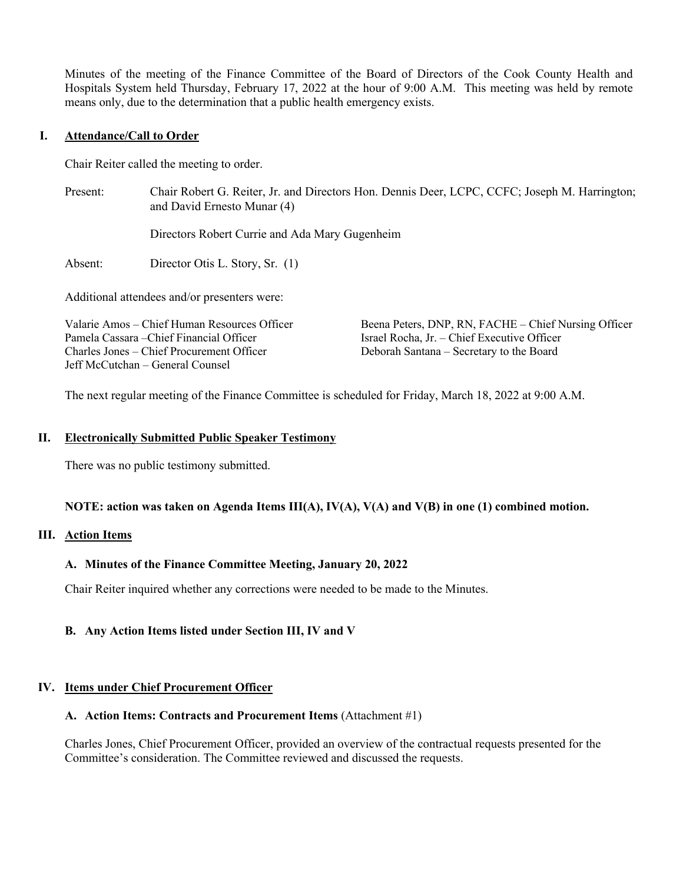Minutes of the meeting of the Finance Committee of the Board of Directors of the Cook County Health and Hospitals System held Thursday, February 17, 2022 at the hour of 9:00 A.M. This meeting was held by remote means only, due to the determination that a public health emergency exists.

## I. Attendance/Call to Order

Chair Reiter called the meeting to order.

Present: Chair Robert G. Reiter, Jr. and Directors Hon. Dennis Deer, LCPC, CCFC; Joseph M. Harrington; and David Ernesto Munar (4)

Directors Robert Currie and Ada Mary Gugenheim

Absent: Director Otis L. Story, Sr. (1)

Additional attendees and/or presenters were:

Valarie Amos – Chief Human Resources Officer
Pamela Cassara –Chief Financial Officer
Charles Jones – Chief Procurement Officer
Jeff McCutchan – General Counsel
Beena Peters, DNP, RN, FACHE – Chief Nursing Officer
Israel Rocha, Jr. – Chief Executive Officer
Deborah Santana – Secretary to the Board

The next regular meeting of the Finance Committee is scheduled for Friday, March 18, 2022 at 9:00 A.M.

## II. Electronically Submitted Public Speaker Testimony

There was no public testimony submitted.

**NOTE: action was taken on Agenda Items III(A), IV(A), V(A) and V(B) in one (1) combined motion.**

## III. Action Items

### A. Minutes of the Finance Committee Meeting, January 20, 2022

Chair Reiter inquired whether any corrections were needed to be made to the Minutes.

### B. Any Action Items listed under Section III, IV and V

## IV. Items under Chief Procurement Officer

### A. Action Items: Contracts and Procurement Items (Attachment #1)

Charles Jones, Chief Procurement Officer, provided an overview of the contractual requests presented for the Committee's consideration. The Committee reviewed and discussed the requests.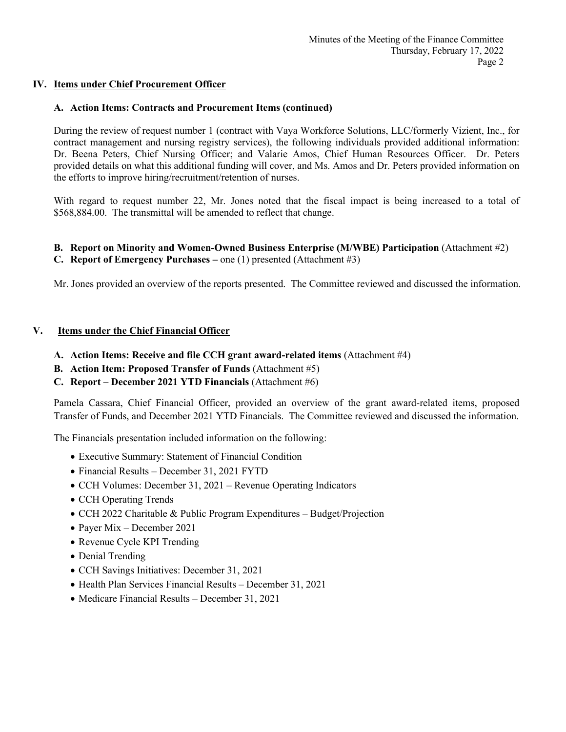## IV. Items under Chief Procurement Officer

### A. Action Items: Contracts and Procurement Items (continued)

During the review of request number 1 (contract with Vaya Workforce Solutions, LLC/formerly Vizient, Inc., for contract management and nursing registry services), the following individuals provided additional information: Dr. Beena Peters, Chief Nursing Officer; and Valarie Amos, Chief Human Resources Officer. Dr. Peters provided details on what this additional funding will cover, and Ms. Amos and Dr. Peters provided information on the efforts to improve hiring/recruitment/retention of nurses.

With regard to request number 22, Mr. Jones noted that the fiscal impact is being increased to a total of $568,884.00. The transmittal will be amended to reflect that change.

**B. Report on Minority and Women-Owned Business Enterprise (M/WBE) Participation** (Attachment #2)
**C. Report of Emergency Purchases –** one (1) presented (Attachment #3)

Mr. Jones provided an overview of the reports presented. The Committee reviewed and discussed the information.

## V. Items under the Chief Financial Officer

**A. Action Items: Receive and file CCH grant award-related items** (Attachment #4)
**B. Action Item: Proposed Transfer of Funds** (Attachment #5)
**C. Report – December 2021 YTD Financials** (Attachment #6)

Pamela Cassara, Chief Financial Officer, provided an overview of the grant award-related items, proposed Transfer of Funds, and December 2021 YTD Financials. The Committee reviewed and discussed the information.

The Financials presentation included information on the following:

- Executive Summary: Statement of Financial Condition
- Financial Results – December 31, 2021 FYTD
- CCH Volumes: December 31, 2021 – Revenue Operating Indicators
- CCH Operating Trends
- CCH 2022 Charitable & Public Program Expenditures – Budget/Projection
- Payer Mix – December 2021
- Revenue Cycle KPI Trending
- Denial Trending
- CCH Savings Initiatives: December 31, 2021
- Health Plan Services Financial Results – December 31, 2021
- Medicare Financial Results – December 31, 2021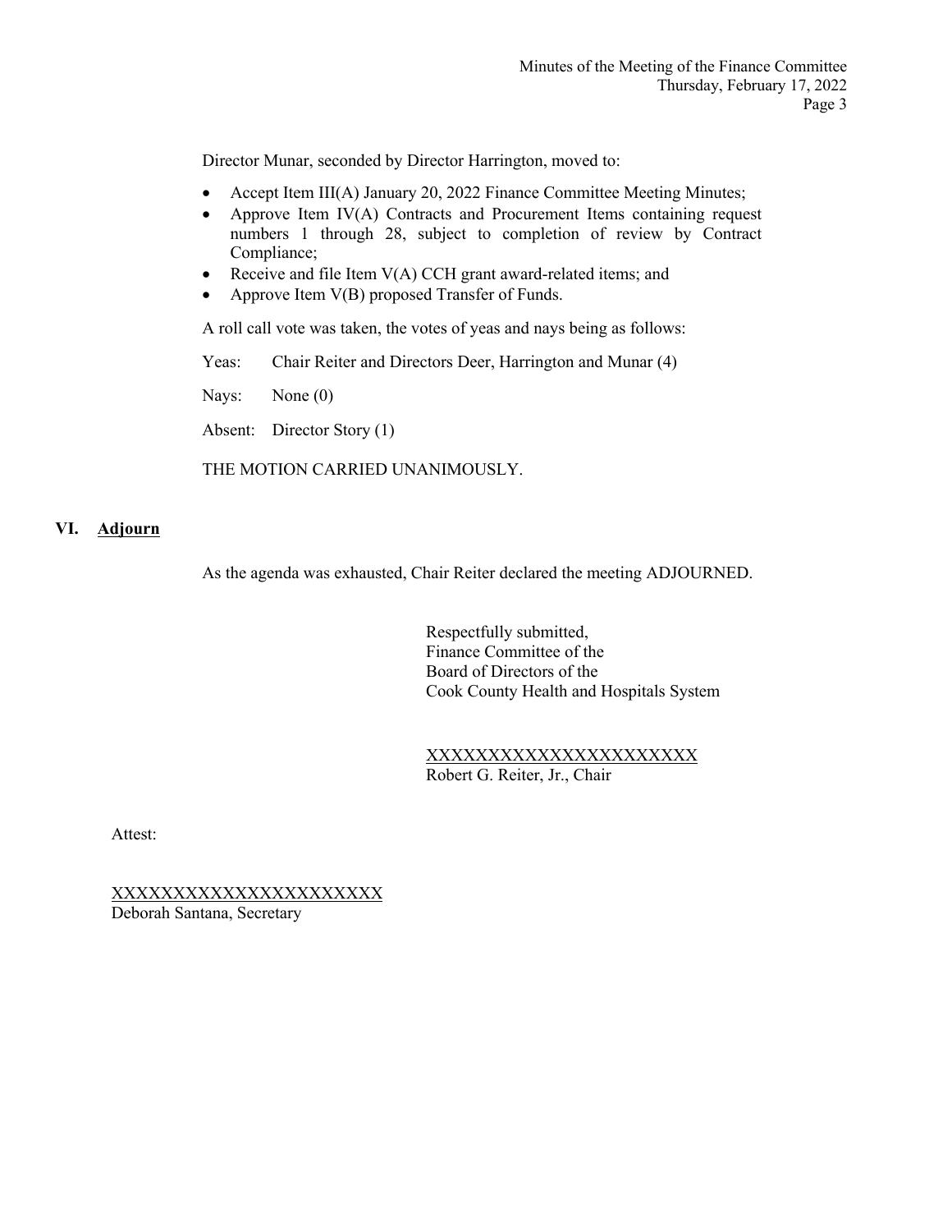Director Munar, seconded by Director Harrington, moved to:

- Accept Item III(A) January 20, 2022 Finance Committee Meeting Minutes;
- Approve Item IV(A) Contracts and Procurement Items containing request numbers 1 through 28, subject to completion of review by Contract Compliance;
- Receive and file Item V(A) CCH grant award-related items; and
- Approve Item V(B) proposed Transfer of Funds.

A roll call vote was taken, the votes of yeas and nays being as follows:

Yeas: Chair Reiter and Directors Deer, Harrington and Munar (4)

Nays: None (0)

Absent: Director Story (1)

THE MOTION CARRIED UNANIMOUSLY.

## VI. Adjourn

As the agenda was exhausted, Chair Reiter declared the meeting ADJOURNED.

Respectfully submitted,
Finance Committee of the
Board of Directors of the
Cook County Health and Hospitals System

XXXXXXXXXXXXXXXXXXXXXX
Robert G. Reiter, Jr., Chair

Attest:

XXXXXXXXXXXXXXXXXXXXXX
Deborah Santana, Secretary